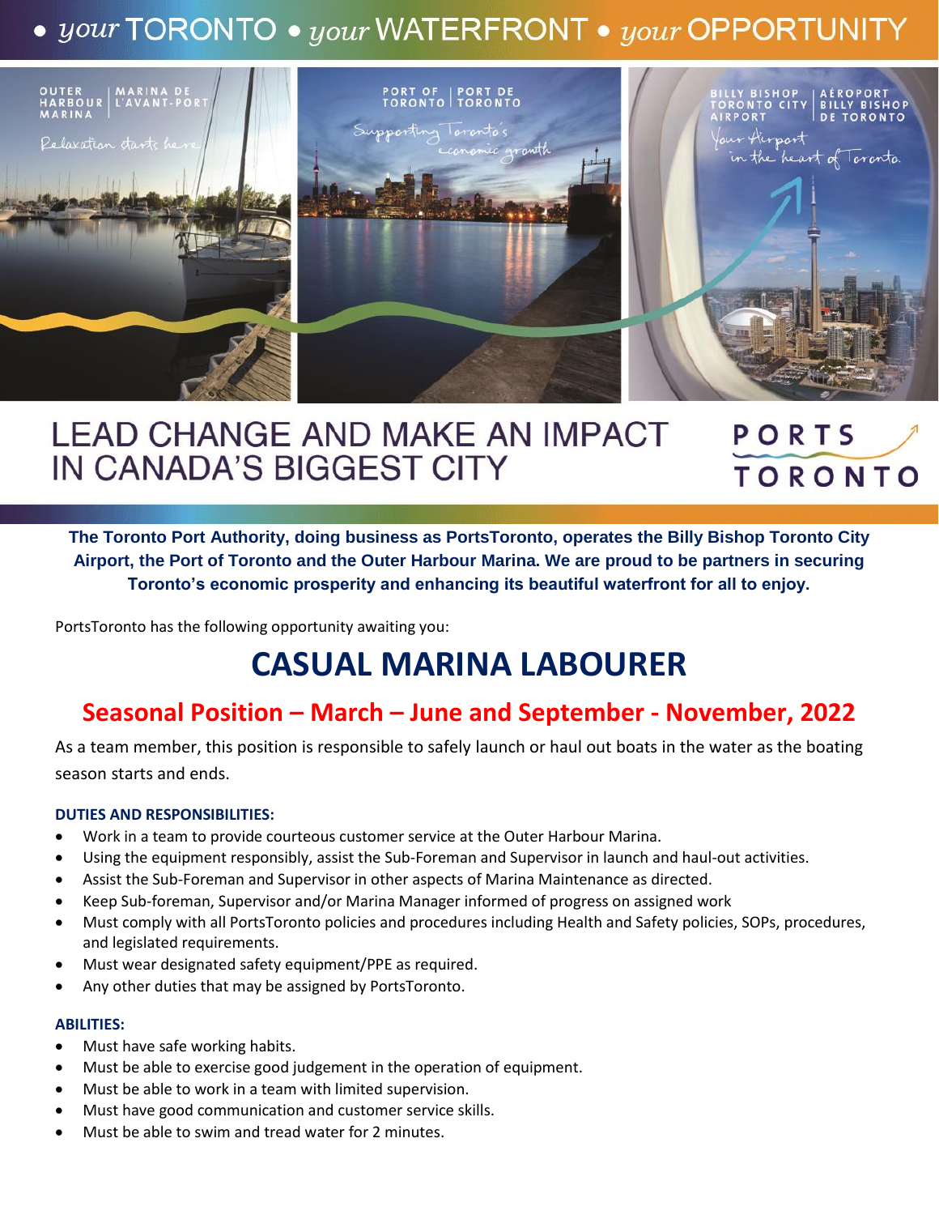• *your* TORONTO • *your* WATERFRONT • *your* OPPORTUNITY

OUTER HARBOUR MARINA | MARINA DE L'AVANT-PORT

*Relaxation starts here*

PORT OF TORONTO | PORT DE TORONTO

*Supporting Toronto's economic growth*

BILLY BISHOP TORONTO CITY AIRPORT | AÉROPORT BILLY BISHOP DE TORONTO

*Your Airport in the heart of Toronto.*

# LEAD CHANGE AND MAKE AN IMPACT IN CANADA'S BIGGEST CITY

PORTS TORONTO

**The Toronto Port Authority, doing business as PortsToronto, operates the Billy Bishop Toronto City Airport, the Port of Toronto and the Outer Harbour Marina. We are proud to be partners in securing Toronto's economic prosperity and enhancing its beautiful waterfront for all to enjoy.**

PortsToronto has the following opportunity awaiting you:

# CASUAL MARINA LABOURER

## Seasonal Position – March – June and September - November, 2022

As a team member, this position is responsible to safely launch or haul out boats in the water as the boating season starts and ends.

### DUTIES AND RESPONSIBILITIES:

- Work in a team to provide courteous customer service at the Outer Harbour Marina.
- Using the equipment responsibly, assist the Sub-Foreman and Supervisor in launch and haul-out activities.
- Assist the Sub-Foreman and Supervisor in other aspects of Marina Maintenance as directed.
- Keep Sub-foreman, Supervisor and/or Marina Manager informed of progress on assigned work
- Must comply with all PortsToronto policies and procedures including Health and Safety policies, SOPs, procedures, and legislated requirements.
- Must wear designated safety equipment/PPE as required.
- Any other duties that may be assigned by PortsToronto.

### ABILITIES:

- Must have safe working habits.
- Must be able to exercise good judgement in the operation of equipment.
- Must be able to work in a team with limited supervision.
- Must have good communication and customer service skills.
- Must be able to swim and tread water for 2 minutes.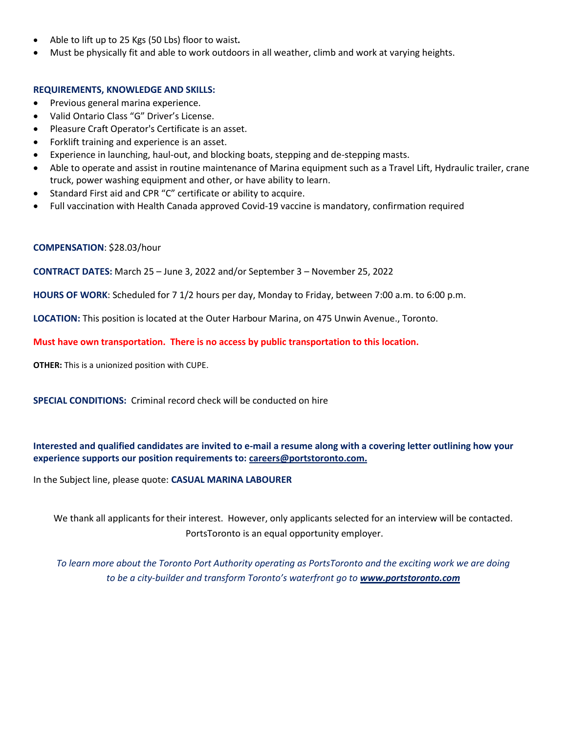- Able to lift up to 25 Kgs (50 Lbs) floor to waist**.**
- Must be physically fit and able to work outdoors in all weather, climb and work at varying heights.

**REQUIREMENTS, KNOWLEDGE AND SKILLS:**

- Previous general marina experience.
- Valid Ontario Class "G" Driver's License.
- Pleasure Craft Operator's Certificate is an asset.
- Forklift training and experience is an asset.
- Experience in launching, haul-out, and blocking boats, stepping and de-stepping masts.
- Able to operate and assist in routine maintenance of Marina equipment such as a Travel Lift, Hydraulic trailer, crane truck, power washing equipment and other, or have ability to learn.
- Standard First aid and CPR "C" certificate or ability to acquire.
- Full vaccination with Health Canada approved Covid-19 vaccine is mandatory, confirmation required

**COMPENSATION**: $28.03/hour

**CONTRACT DATES:** March 25 – June 3, 2022 and/or September 3 – November 25, 2022

**HOURS OF WORK**: Scheduled for 7 1/2 hours per day, Monday to Friday, between 7:00 a.m. to 6:00 p.m.

**LOCATION:** This position is located at the Outer Harbour Marina, on 475 Unwin Avenue., Toronto.

**Must have own transportation. There is no access by public transportation to this location.**

**OTHER:** This is a unionized position with CUPE.

**SPECIAL CONDITIONS:** Criminal record check will be conducted on hire

**Interested and qualified candidates are invited to e-mail a resume along with a covering letter outlining how your experience supports our position requirements to: careers@portstoronto.com.**

In the Subject line, please quote: **CASUAL MARINA LABOURER**

We thank all applicants for their interest. However, only applicants selected for an interview will be contacted. PortsToronto is an equal opportunity employer.

*To learn more about the Toronto Port Authority operating as PortsToronto and the exciting work we are doing to be a city-builder and transform Toronto's waterfront go to **www.portstoronto.com***